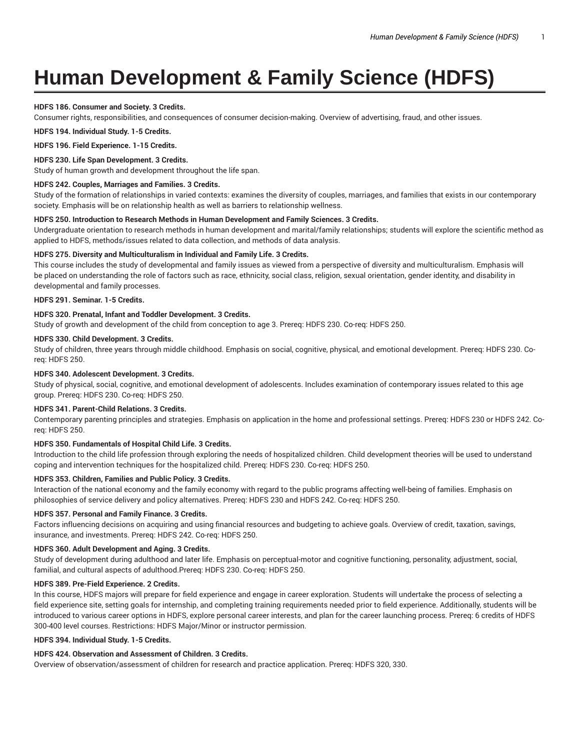# Human Development & Family Science (HDFS)

**HDFS 186. Consumer and Society. 3 Credits.**

Consumer rights, responsibilities, and consequences of consumer decision-making. Overview of advertising, fraud, and other issues.

**HDFS 194. Individual Study. 1-5 Credits.**

**HDFS 196. Field Experience. 1-15 Credits.**

**HDFS 230. Life Span Development. 3 Credits.**

Study of human growth and development throughout the life span.

**HDFS 242. Couples, Marriages and Families. 3 Credits.**

Study of the formation of relationships in varied contexts: examines the diversity of couples, marriages, and families that exists in our contemporary society. Emphasis will be on relationship health as well as barriers to relationship wellness.

**HDFS 250. Introduction to Research Methods in Human Development and Family Sciences. 3 Credits.**

Undergraduate orientation to research methods in human development and marital/family relationships; students will explore the scientific method as applied to HDFS, methods/issues related to data collection, and methods of data analysis.

**HDFS 275. Diversity and Multiculturalism in Individual and Family Life. 3 Credits.**

This course includes the study of developmental and family issues as viewed from a perspective of diversity and multiculturalism. Emphasis will be placed on understanding the role of factors such as race, ethnicity, social class, religion, sexual orientation, gender identity, and disability in developmental and family processes.

**HDFS 291. Seminar. 1-5 Credits.**

**HDFS 320. Prenatal, Infant and Toddler Development. 3 Credits.**

Study of growth and development of the child from conception to age 3. Prereq: HDFS 230. Co-req: HDFS 250.

**HDFS 330. Child Development. 3 Credits.**

Study of children, three years through middle childhood. Emphasis on social, cognitive, physical, and emotional development. Prereq: HDFS 230. Co-req: HDFS 250.

**HDFS 340. Adolescent Development. 3 Credits.**

Study of physical, social, cognitive, and emotional development of adolescents. Includes examination of contemporary issues related to this age group. Prereq: HDFS 230. Co-req: HDFS 250.

**HDFS 341. Parent-Child Relations. 3 Credits.**

Contemporary parenting principles and strategies. Emphasis on application in the home and professional settings. Prereq: HDFS 230 or HDFS 242. Co-req: HDFS 250.

**HDFS 350. Fundamentals of Hospital Child Life. 3 Credits.**

Introduction to the child life profession through exploring the needs of hospitalized children. Child development theories will be used to understand coping and intervention techniques for the hospitalized child. Prereq: HDFS 230. Co-req: HDFS 250.

**HDFS 353. Children, Families and Public Policy. 3 Credits.**

Interaction of the national economy and the family economy with regard to the public programs affecting well-being of families. Emphasis on philosophies of service delivery and policy alternatives. Prereq: HDFS 230 and HDFS 242. Co-req: HDFS 250.

**HDFS 357. Personal and Family Finance. 3 Credits.**

Factors influencing decisions on acquiring and using financial resources and budgeting to achieve goals. Overview of credit, taxation, savings, insurance, and investments. Prereq: HDFS 242. Co-req: HDFS 250.

**HDFS 360. Adult Development and Aging. 3 Credits.**

Study of development during adulthood and later life. Emphasis on perceptual-motor and cognitive functioning, personality, adjustment, social, familial, and cultural aspects of adulthood.Prereq: HDFS 230. Co-req: HDFS 250.

**HDFS 389. Pre-Field Experience. 2 Credits.**

In this course, HDFS majors will prepare for field experience and engage in career exploration. Students will undertake the process of selecting a field experience site, setting goals for internship, and completing training requirements needed prior to field experience. Additionally, students will be introduced to various career options in HDFS, explore personal career interests, and plan for the career launching process. Prereq: 6 credits of HDFS 300-400 level courses. Restrictions: HDFS Major/Minor or instructor permission.

**HDFS 394. Individual Study. 1-5 Credits.**

**HDFS 424. Observation and Assessment of Children. 3 Credits.**

Overview of observation/assessment of children for research and practice application. Prereq: HDFS 320, 330.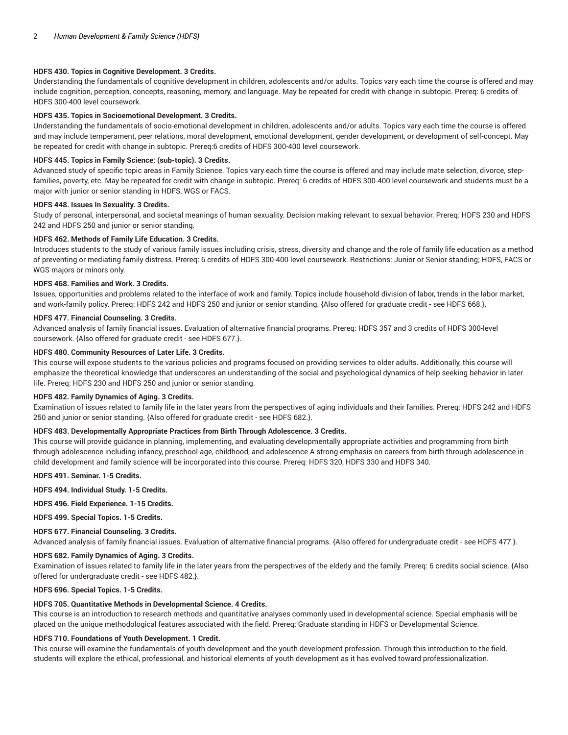**HDFS 430. Topics in Cognitive Development. 3 Credits.**
Understanding the fundamentals of cognitive development in children, adolescents and/or adults. Topics vary each time the course is offered and may include cognition, perception, concepts, reasoning, memory, and language. May be repeated for credit with change in subtopic. Prereq: 6 credits of HDFS 300-400 level coursework.

**HDFS 435. Topics in Socioemotional Development. 3 Credits.**
Understanding the fundamentals of socio-emotional development in children, adolescents and/or adults. Topics vary each time the course is offered and may include temperament, peer relations, moral development, emotional development, gender development, or development of self-concept. May be repeated for credit with change in subtopic. Prereq:6 credits of HDFS 300-400 level coursework.

**HDFS 445. Topics in Family Science: (sub-topic). 3 Credits.**
Advanced study of specific topic areas in Family Science. Topics vary each time the course is offered and may include mate selection, divorce, step-families, poverty, etc. May be repeated for credit with change in subtopic. Prereq: 6 credits of HDFS 300-400 level coursework and students must be a major with junior or senior standing in HDFS, WGS or FACS.

**HDFS 448. Issues In Sexuality. 3 Credits.**
Study of personal, interpersonal, and societal meanings of human sexuality. Decision making relevant to sexual behavior. Prereq: HDFS 230 and HDFS 242 and HDFS 250 and junior or senior standing.

**HDFS 462. Methods of Family Life Education. 3 Credits.**
Introduces students to the study of various family issues including crisis, stress, diversity and change and the role of family life education as a method of preventing or mediating family distress. Prereq: 6 credits of HDFS 300-400 level coursework. Restrictions: Junior or Senior standing; HDFS, FACS or WGS majors or minors only.

**HDFS 468. Families and Work. 3 Credits.**
Issues, opportunities and problems related to the interface of work and family. Topics include household division of labor, trends in the labor market, and work-family policy. Prereq: HDFS 242 and HDFS 250 and junior or senior standing. {Also offered for graduate credit - see HDFS 668.}.

**HDFS 477. Financial Counseling. 3 Credits.**
Advanced analysis of family financial issues. Evaluation of alternative financial programs. Prereq: HDFS 357 and 3 credits of HDFS 300-level coursework. {Also offered for graduate credit - see HDFS 677.}.

**HDFS 480. Community Resources of Later Life. 3 Credits.**
This course will expose students to the various policies and programs focused on providing services to older adults. Additionally, this course will emphasize the theoretical knowledge that underscores an understanding of the social and psychological dynamics of help seeking behavior in later life. Prereq: HDFS 230 and HDFS 250 and junior or senior standing.

**HDFS 482. Family Dynamics of Aging. 3 Credits.**
Examination of issues related to family life in the later years from the perspectives of aging individuals and their families. Prereq: HDFS 242 and HDFS 250 and junior or senior standing. {Also offered for graduate credit - see HDFS 682.}.

**HDFS 483. Developmentally Appropriate Practices from Birth Through Adolescence. 3 Credits.**
This course will provide guidance in planning, implementing, and evaluating developmentally appropriate activities and programming from birth through adolescence including infancy, preschool-age, childhood, and adolescence A strong emphasis on careers from birth through adolescence in child development and family science will be incorporated into this course. Prereq: HDFS 320, HDFS 330 and HDFS 340.

**HDFS 491. Seminar. 1-5 Credits.**

**HDFS 494. Individual Study. 1-5 Credits.**

**HDFS 496. Field Experience. 1-15 Credits.**

**HDFS 499. Special Topics. 1-5 Credits.**

**HDFS 677. Financial Counseling. 3 Credits.**
Advanced analysis of family financial issues. Evaluation of alternative financial programs. {Also offered for undergraduate credit - see HDFS 477.}.

**HDFS 682. Family Dynamics of Aging. 3 Credits.**
Examination of issues related to family life in the later years from the perspectives of the elderly and the family. Prereq: 6 credits social science. {Also offered for undergraduate credit - see HDFS 482.}.

**HDFS 696. Special Topics. 1-5 Credits.**

**HDFS 705. Quantitative Methods in Developmental Science. 4 Credits.**
This course is an introduction to research methods and quantitative analyses commonly used in developmental science. Special emphasis will be placed on the unique methodological features associated with the field. Prereq: Graduate standing in HDFS or Developmental Science.

**HDFS 710. Foundations of Youth Development. 1 Credit.**
This course will examine the fundamentals of youth development and the youth development profession. Through this introduction to the field, students will explore the ethical, professional, and historical elements of youth development as it has evolved toward professionalization.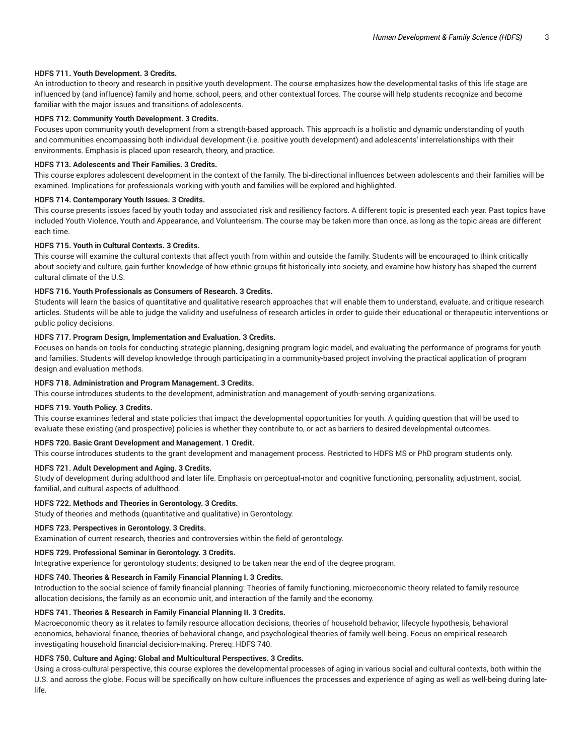**HDFS 711. Youth Development. 3 Credits.**

An introduction to theory and research in positive youth development. The course emphasizes how the developmental tasks of this life stage are influenced by (and influence) family and home, school, peers, and other contextual forces. The course will help students recognize and become familiar with the major issues and transitions of adolescents.

**HDFS 712. Community Youth Development. 3 Credits.**

Focuses upon community youth development from a strength-based approach. This approach is a holistic and dynamic understanding of youth and communities encompassing both individual development (i.e. positive youth development) and adolescents' interrelationships with their environments. Emphasis is placed upon research, theory, and practice.

**HDFS 713. Adolescents and Their Families. 3 Credits.**

This course explores adolescent development in the context of the family. The bi-directional influences between adolescents and their families will be examined. Implications for professionals working with youth and families will be explored and highlighted.

**HDFS 714. Contemporary Youth Issues. 3 Credits.**

This course presents issues faced by youth today and associated risk and resiliency factors. A different topic is presented each year. Past topics have included Youth Violence, Youth and Appearance, and Volunteerism. The course may be taken more than once, as long as the topic areas are different each time.

**HDFS 715. Youth in Cultural Contexts. 3 Credits.**

This course will examine the cultural contexts that affect youth from within and outside the family. Students will be encouraged to think critically about society and culture, gain further knowledge of how ethnic groups fit historically into society, and examine how history has shaped the current cultural climate of the U.S.

**HDFS 716. Youth Professionals as Consumers of Research. 3 Credits.**

Students will learn the basics of quantitative and qualitative research approaches that will enable them to understand, evaluate, and critique research articles. Students will be able to judge the validity and usefulness of research articles in order to guide their educational or therapeutic interventions or public policy decisions.

**HDFS 717. Program Design, Implementation and Evaluation. 3 Credits.**

Focuses on hands-on tools for conducting strategic planning, designing program logic model, and evaluating the performance of programs for youth and families. Students will develop knowledge through participating in a community-based project involving the practical application of program design and evaluation methods.

**HDFS 718. Administration and Program Management. 3 Credits.**

This course introduces students to the development, administration and management of youth-serving organizations.

**HDFS 719. Youth Policy. 3 Credits.**

This course examines federal and state policies that impact the developmental opportunities for youth. A guiding question that will be used to evaluate these existing (and prospective) policies is whether they contribute to, or act as barriers to desired developmental outcomes.

**HDFS 720. Basic Grant Development and Management. 1 Credit.**

This course introduces students to the grant development and management process. Restricted to HDFS MS or PhD program students only.

**HDFS 721. Adult Development and Aging. 3 Credits.**

Study of development during adulthood and later life. Emphasis on perceptual-motor and cognitive functioning, personality, adjustment, social, familial, and cultural aspects of adulthood.

**HDFS 722. Methods and Theories in Gerontology. 3 Credits.**

Study of theories and methods (quantitative and qualitative) in Gerontology.

**HDFS 723. Perspectives in Gerontology. 3 Credits.**

Examination of current research, theories and controversies within the field of gerontology.

**HDFS 729. Professional Seminar in Gerontology. 3 Credits.**

Integrative experience for gerontology students; designed to be taken near the end of the degree program.

**HDFS 740. Theories & Research in Family Financial Planning I. 3 Credits.**

Introduction to the social science of family financial planning: Theories of family functioning, microeconomic theory related to family resource allocation decisions, the family as an economic unit, and interaction of the family and the economy.

**HDFS 741. Theories & Research in Family Financial Planning II. 3 Credits.**

Macroeconomic theory as it relates to family resource allocation decisions, theories of household behavior, lifecycle hypothesis, behavioral economics, behavioral finance, theories of behavioral change, and psychological theories of family well-being. Focus on empirical research investigating household financial decision-making. Prereq: HDFS 740.

**HDFS 750. Culture and Aging: Global and Multicultural Perspectives. 3 Credits.**

Using a cross-cultural perspective, this course explores the developmental processes of aging in various social and cultural contexts, both within the U.S. and across the globe. Focus will be specifically on how culture influences the processes and experience of aging as well as well-being during late-life.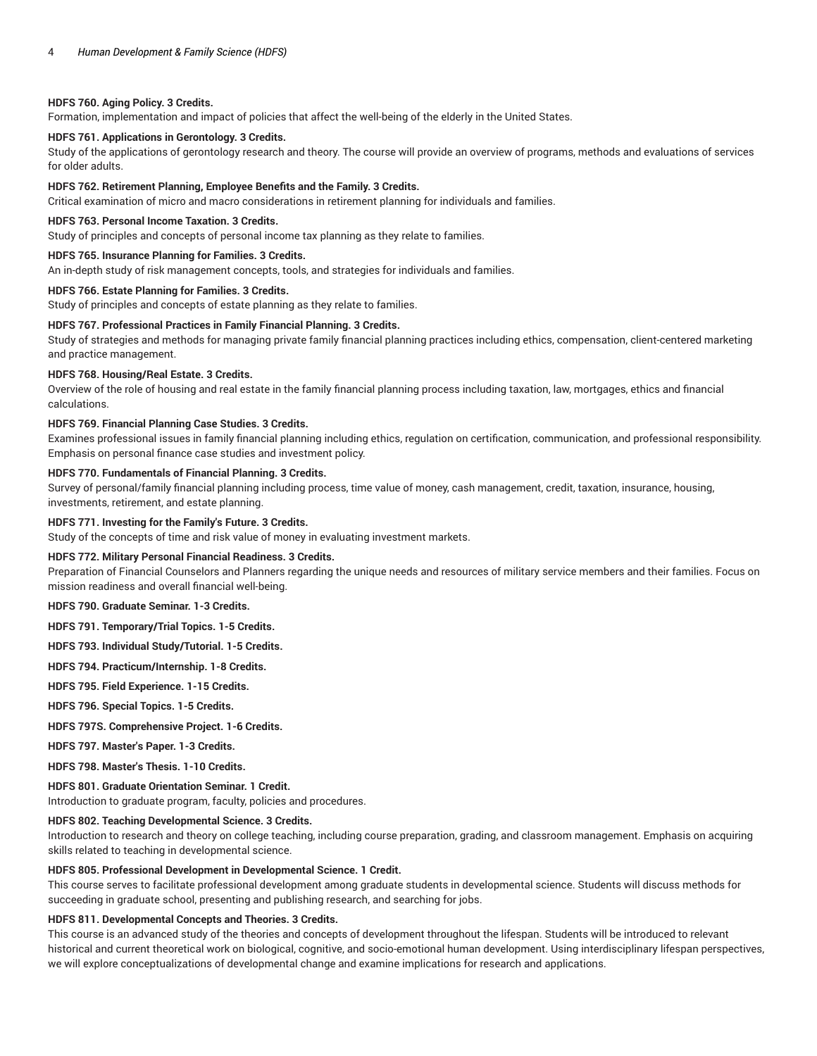**HDFS 760. Aging Policy. 3 Credits.**

Formation, implementation and impact of policies that affect the well-being of the elderly in the United States.

**HDFS 761. Applications in Gerontology. 3 Credits.**

Study of the applications of gerontology research and theory. The course will provide an overview of programs, methods and evaluations of services for older adults.

**HDFS 762. Retirement Planning, Employee Benefits and the Family. 3 Credits.**

Critical examination of micro and macro considerations in retirement planning for individuals and families.

**HDFS 763. Personal Income Taxation. 3 Credits.**

Study of principles and concepts of personal income tax planning as they relate to families.

**HDFS 765. Insurance Planning for Families. 3 Credits.**

An in-depth study of risk management concepts, tools, and strategies for individuals and families.

**HDFS 766. Estate Planning for Families. 3 Credits.**

Study of principles and concepts of estate planning as they relate to families.

**HDFS 767. Professional Practices in Family Financial Planning. 3 Credits.**

Study of strategies and methods for managing private family financial planning practices including ethics, compensation, client-centered marketing and practice management.

**HDFS 768. Housing/Real Estate. 3 Credits.**

Overview of the role of housing and real estate in the family financial planning process including taxation, law, mortgages, ethics and financial calculations.

**HDFS 769. Financial Planning Case Studies. 3 Credits.**

Examines professional issues in family financial planning including ethics, regulation on certification, communication, and professional responsibility. Emphasis on personal finance case studies and investment policy.

**HDFS 770. Fundamentals of Financial Planning. 3 Credits.**

Survey of personal/family financial planning including process, time value of money, cash management, credit, taxation, insurance, housing, investments, retirement, and estate planning.

**HDFS 771. Investing for the Family's Future. 3 Credits.**

Study of the concepts of time and risk value of money in evaluating investment markets.

**HDFS 772. Military Personal Financial Readiness. 3 Credits.**

Preparation of Financial Counselors and Planners regarding the unique needs and resources of military service members and their families. Focus on mission readiness and overall financial well-being.

**HDFS 790. Graduate Seminar. 1-3 Credits.**

**HDFS 791. Temporary/Trial Topics. 1-5 Credits.**

**HDFS 793. Individual Study/Tutorial. 1-5 Credits.**

**HDFS 794. Practicum/Internship. 1-8 Credits.**

**HDFS 795. Field Experience. 1-15 Credits.**

**HDFS 796. Special Topics. 1-5 Credits.**

**HDFS 797S. Comprehensive Project. 1-6 Credits.**

**HDFS 797. Master's Paper. 1-3 Credits.**

**HDFS 798. Master's Thesis. 1-10 Credits.**

**HDFS 801. Graduate Orientation Seminar. 1 Credit.**

Introduction to graduate program, faculty, policies and procedures.

**HDFS 802. Teaching Developmental Science. 3 Credits.**

Introduction to research and theory on college teaching, including course preparation, grading, and classroom management. Emphasis on acquiring skills related to teaching in developmental science.

**HDFS 805. Professional Development in Developmental Science. 1 Credit.**

This course serves to facilitate professional development among graduate students in developmental science. Students will discuss methods for succeeding in graduate school, presenting and publishing research, and searching for jobs.

**HDFS 811. Developmental Concepts and Theories. 3 Credits.**

This course is an advanced study of the theories and concepts of development throughout the lifespan. Students will be introduced to relevant historical and current theoretical work on biological, cognitive, and socio-emotional human development. Using interdisciplinary lifespan perspectives, we will explore conceptualizations of developmental change and examine implications for research and applications.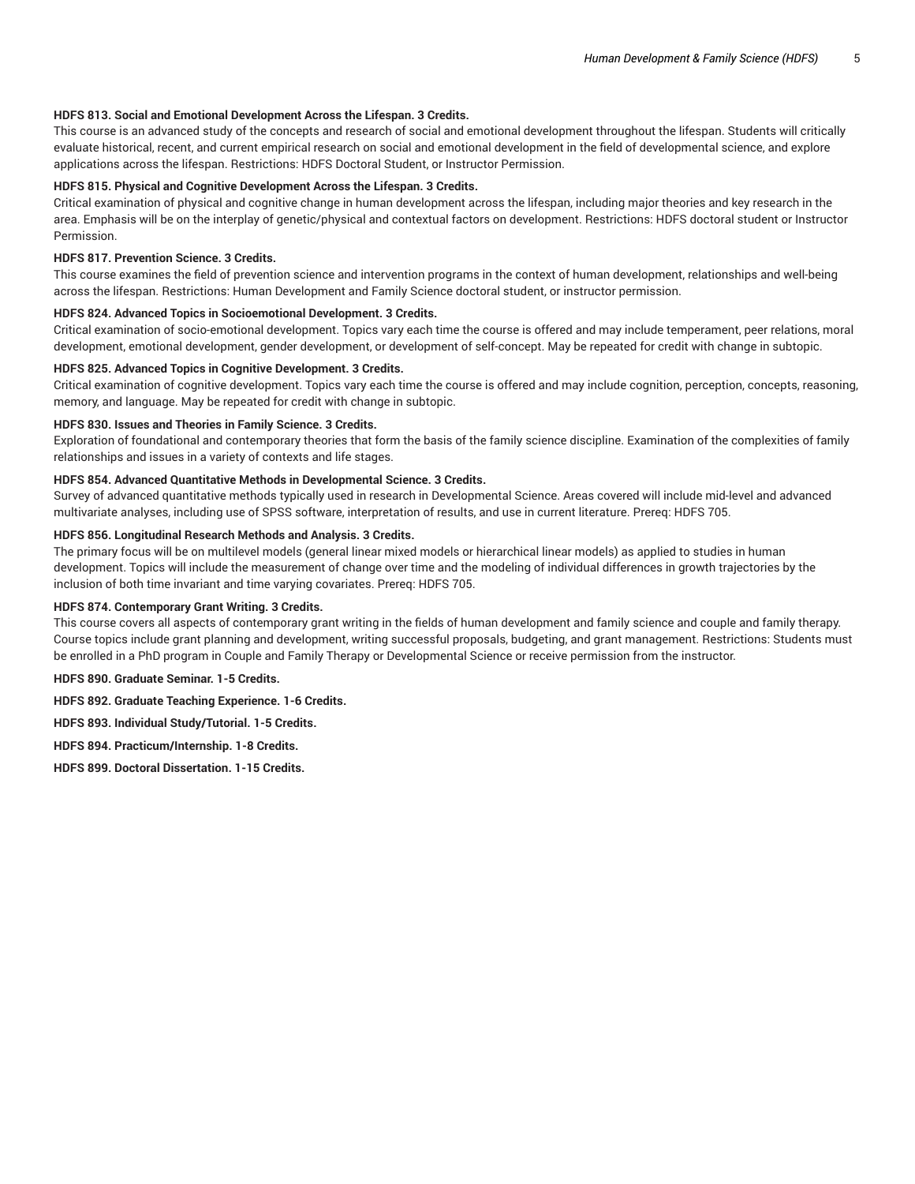**HDFS 813. Social and Emotional Development Across the Lifespan. 3 Credits.**

This course is an advanced study of the concepts and research of social and emotional development throughout the lifespan. Students will critically evaluate historical, recent, and current empirical research on social and emotional development in the field of developmental science, and explore applications across the lifespan. Restrictions: HDFS Doctoral Student, or Instructor Permission.

**HDFS 815. Physical and Cognitive Development Across the Lifespan. 3 Credits.**

Critical examination of physical and cognitive change in human development across the lifespan, including major theories and key research in the area. Emphasis will be on the interplay of genetic/physical and contextual factors on development. Restrictions: HDFS doctoral student or Instructor Permission.

**HDFS 817. Prevention Science. 3 Credits.**

This course examines the field of prevention science and intervention programs in the context of human development, relationships and well-being across the lifespan. Restrictions: Human Development and Family Science doctoral student, or instructor permission.

**HDFS 824. Advanced Topics in Socioemotional Development. 3 Credits.**

Critical examination of socio-emotional development. Topics vary each time the course is offered and may include temperament, peer relations, moral development, emotional development, gender development, or development of self-concept. May be repeated for credit with change in subtopic.

**HDFS 825. Advanced Topics in Cognitive Development. 3 Credits.**

Critical examination of cognitive development. Topics vary each time the course is offered and may include cognition, perception, concepts, reasoning, memory, and language. May be repeated for credit with change in subtopic.

**HDFS 830. Issues and Theories in Family Science. 3 Credits.**

Exploration of foundational and contemporary theories that form the basis of the family science discipline. Examination of the complexities of family relationships and issues in a variety of contexts and life stages.

**HDFS 854. Advanced Quantitative Methods in Developmental Science. 3 Credits.**

Survey of advanced quantitative methods typically used in research in Developmental Science. Areas covered will include mid-level and advanced multivariate analyses, including use of SPSS software, interpretation of results, and use in current literature. Prereq: HDFS 705.

**HDFS 856. Longitudinal Research Methods and Analysis. 3 Credits.**

The primary focus will be on multilevel models (general linear mixed models or hierarchical linear models) as applied to studies in human development. Topics will include the measurement of change over time and the modeling of individual differences in growth trajectories by the inclusion of both time invariant and time varying covariates. Prereq: HDFS 705.

**HDFS 874. Contemporary Grant Writing. 3 Credits.**

This course covers all aspects of contemporary grant writing in the fields of human development and family science and couple and family therapy. Course topics include grant planning and development, writing successful proposals, budgeting, and grant management. Restrictions: Students must be enrolled in a PhD program in Couple and Family Therapy or Developmental Science or receive permission from the instructor.

**HDFS 890. Graduate Seminar. 1-5 Credits.**

**HDFS 892. Graduate Teaching Experience. 1-6 Credits.**

**HDFS 893. Individual Study/Tutorial. 1-5 Credits.**

**HDFS 894. Practicum/Internship. 1-8 Credits.**

**HDFS 899. Doctoral Dissertation. 1-15 Credits.**